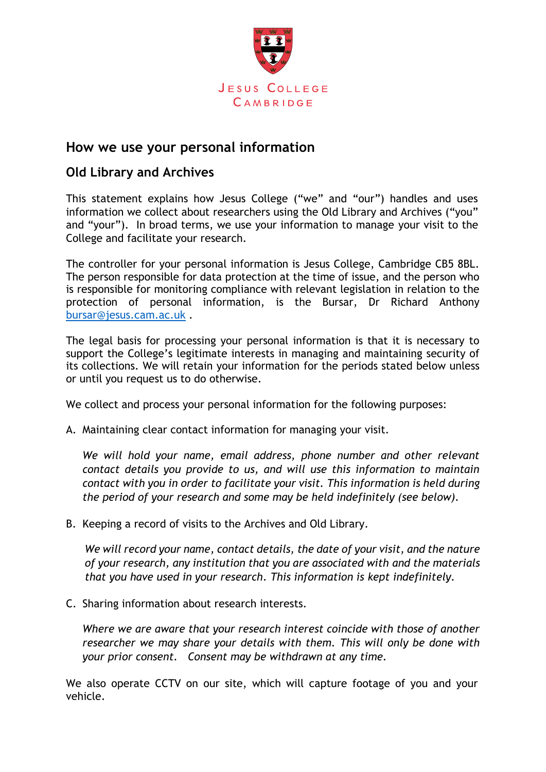Jesus College
Cambridge

# How we use your personal information

## Old Library and Archives

This statement explains how Jesus College ("we" and "our") handles and uses information we collect about researchers using the Old Library and Archives ("you" and "your"). In broad terms, we use your information to manage your visit to the College and facilitate your research.

The controller for your personal information is Jesus College, Cambridge CB5 8BL. The person responsible for data protection at the time of issue, and the person who is responsible for monitoring compliance with relevant legislation in relation to the protection of personal information, is the Bursar, Dr Richard Anthony bursar@jesus.cam.ac.uk .

The legal basis for processing your personal information is that it is necessary to support the College's legitimate interests in managing and maintaining security of its collections. We will retain your information for the periods stated below unless or until you request us to do otherwise.

We collect and process your personal information for the following purposes:

A. Maintaining clear contact information for managing your visit.

   *We will hold your name, email address, phone number and other relevant contact details you provide to us, and will use this information to maintain contact with you in order to facilitate your visit. This information is held during the period of your research and some may be held indefinitely (see below).*

B. Keeping a record of visits to the Archives and Old Library.

   *We will record your name, contact details, the date of your visit, and the nature of your research, any institution that you are associated with and the materials that you have used in your research. This information is kept indefinitely.*

C. Sharing information about research interests.

   *Where we are aware that your research interest coincide with those of another researcher we may share your details with them. This will only be done with your prior consent. Consent may be withdrawn at any time.*

We also operate CCTV on our site, which will capture footage of you and your vehicle.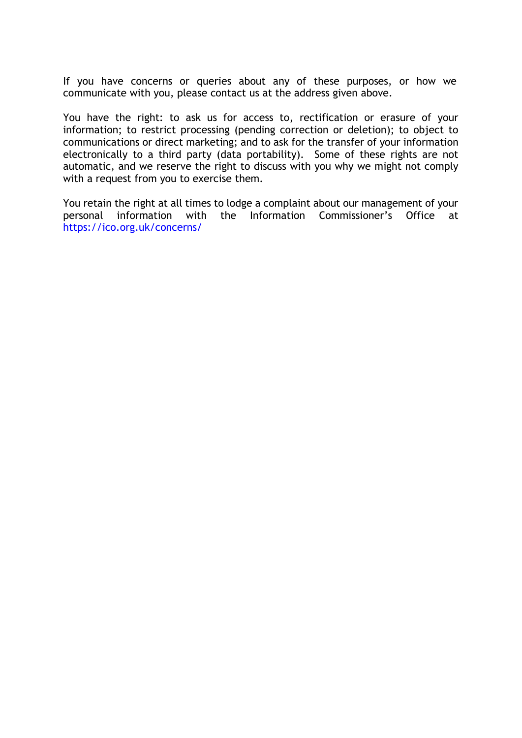If you have concerns or queries about any of these purposes, or how we communicate with you, please contact us at the address given above.

You have the right: to ask us for access to, rectification or erasure of your information; to restrict processing (pending correction or deletion); to object to communications or direct marketing; and to ask for the transfer of your information electronically to a third party (data portability). Some of these rights are not automatic, and we reserve the right to discuss with you why we might not comply with a request from you to exercise them.

You retain the right at all times to lodge a complaint about our management of your personal information with the Information Commissioner's Office at https://ico.org.uk/concerns/